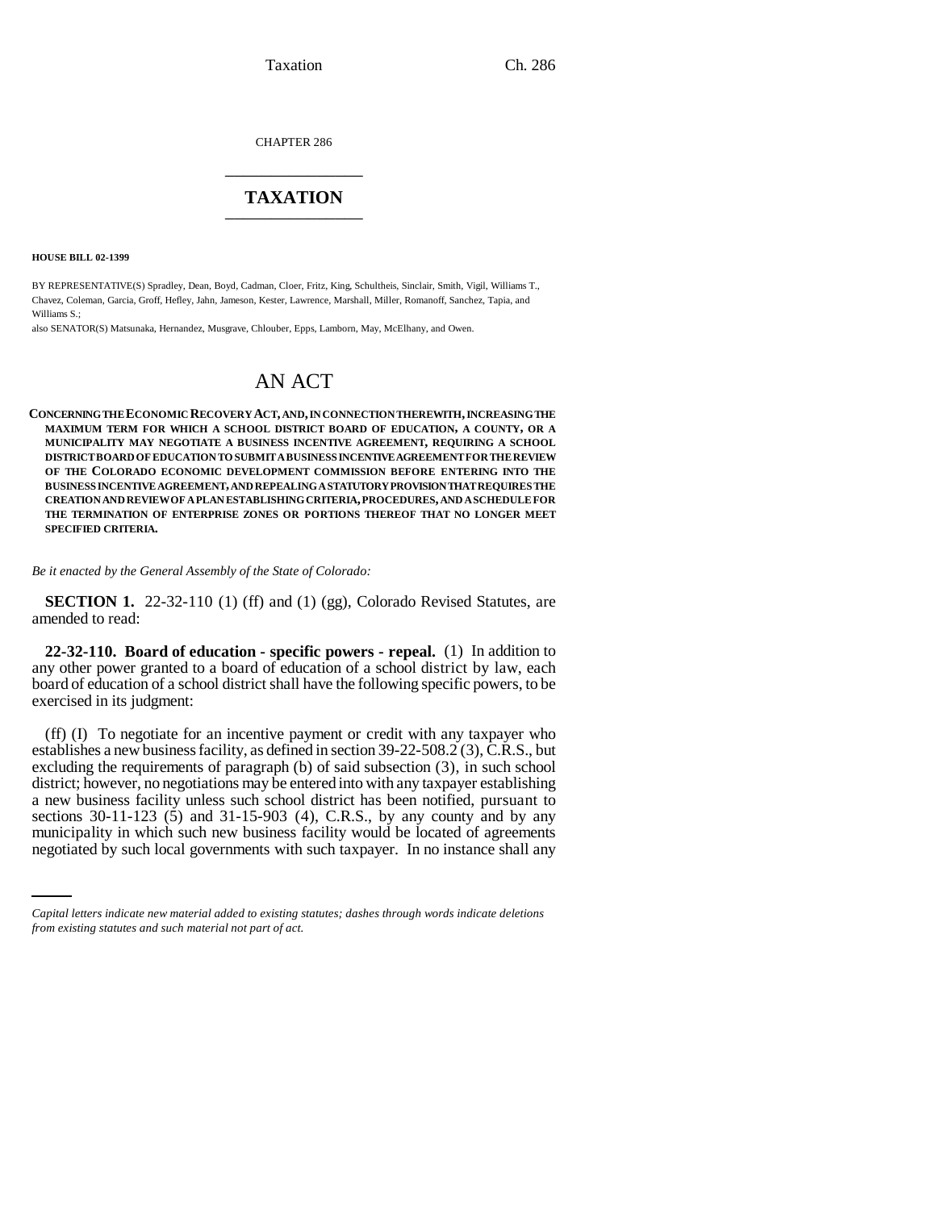CHAPTER 286

# TAXATION

**HOUSE BILL 02-1399**

BY REPRESENTATIVE(S) Spradley, Dean, Boyd, Cadman, Cloer, Fritz, King, Schultheis, Sinclair, Smith, Vigil, Williams T., Chavez, Coleman, Garcia, Groff, Hefley, Jahn, Jameson, Kester, Lawrence, Marshall, Miller, Romanoff, Sanchez, Tapia, and Williams S.;

also SENATOR(S) Matsunaka, Hernandez, Musgrave, Chlouber, Epps, Lamborn, May, McElhany, and Owen.

# AN ACT

**CONCERNING THE ECONOMIC RECOVERY ACT, AND, IN CONNECTION THEREWITH, INCREASING THE MAXIMUM TERM FOR WHICH A SCHOOL DISTRICT BOARD OF EDUCATION, A COUNTY, OR A MUNICIPALITY MAY NEGOTIATE A BUSINESS INCENTIVE AGREEMENT, REQUIRING A SCHOOL DISTRICT BOARD OF EDUCATION TO SUBMIT A BUSINESS INCENTIVE AGREEMENT FOR THE REVIEW OF THE COLORADO ECONOMIC DEVELOPMENT COMMISSION BEFORE ENTERING INTO THE BUSINESS INCENTIVE AGREEMENT, AND REPEALING A STATUTORY PROVISION THAT REQUIRES THE CREATION AND REVIEW OF A PLAN ESTABLISHING CRITERIA, PROCEDURES, AND A SCHEDULE FOR THE TERMINATION OF ENTERPRISE ZONES OR PORTIONS THEREOF THAT NO LONGER MEET SPECIFIED CRITERIA.**

*Be it enacted by the General Assembly of the State of Colorado:*

**SECTION 1.** 22-32-110 (1) (ff) and (1) (gg), Colorado Revised Statutes, are amended to read:

**22-32-110. Board of education - specific powers - repeal.** (1) In addition to any other power granted to a board of education of a school district by law, each board of education of a school district shall have the following specific powers, to be exercised in its judgment:

(ff) (I) To negotiate for an incentive payment or credit with any taxpayer who establishes a new business facility, as defined in section 39-22-508.2 (3), C.R.S., but excluding the requirements of paragraph (b) of said subsection (3), in such school district; however, no negotiations may be entered into with any taxpayer establishing a new business facility unless such school district has been notified, pursuant to sections 30-11-123 (5) and 31-15-903 (4), C.R.S., by any county and by any municipality in which such new business facility would be located of agreements negotiated by such local governments with such taxpayer. In no instance shall any

*Capital letters indicate new material added to existing statutes; dashes through words indicate deletions from existing statutes and such material not part of act.*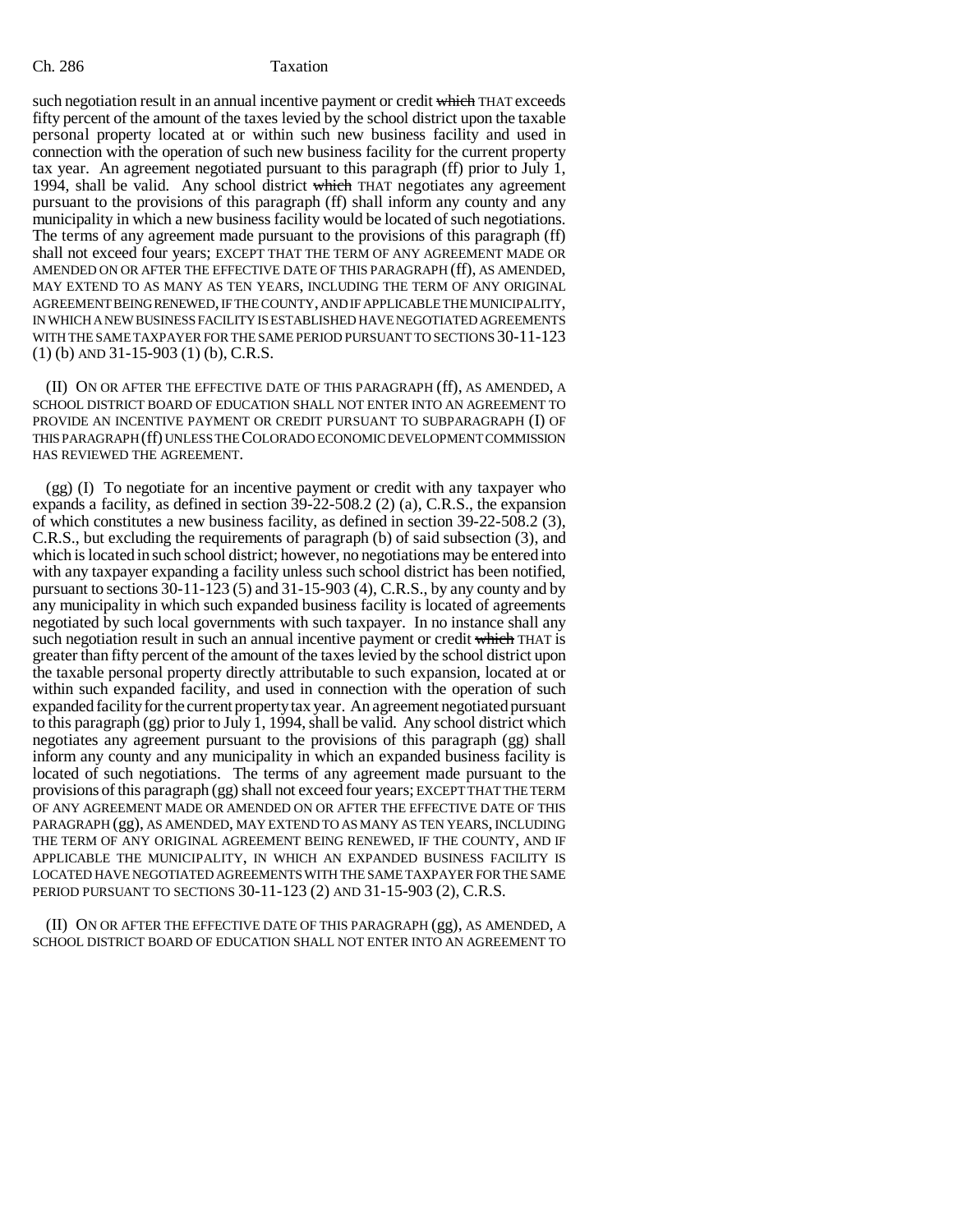such negotiation result in an annual incentive payment or credit ~~which~~ THAT exceeds fifty percent of the amount of the taxes levied by the school district upon the taxable personal property located at or within such new business facility and used in connection with the operation of such new business facility for the current property tax year. An agreement negotiated pursuant to this paragraph (ff) prior to July 1, 1994, shall be valid. Any school district ~~which~~ THAT negotiates any agreement pursuant to the provisions of this paragraph (ff) shall inform any county and any municipality in which a new business facility would be located of such negotiations. The terms of any agreement made pursuant to the provisions of this paragraph (ff) shall not exceed four years; EXCEPT THAT THE TERM OF ANY AGREEMENT MADE OR AMENDED ON OR AFTER THE EFFECTIVE DATE OF THIS PARAGRAPH (ff), AS AMENDED, MAY EXTEND TO AS MANY AS TEN YEARS, INCLUDING THE TERM OF ANY ORIGINAL AGREEMENT BEING RENEWED, IF THE COUNTY, AND IF APPLICABLE THE MUNICIPALITY, IN WHICH A NEW BUSINESS FACILITY IS ESTABLISHED HAVE NEGOTIATED AGREEMENTS WITH THE SAME TAXPAYER FOR THE SAME PERIOD PURSUANT TO SECTIONS 30-11-123 (1) (b) AND 31-15-903 (1) (b), C.R.S.

(II) ON OR AFTER THE EFFECTIVE DATE OF THIS PARAGRAPH (ff), AS AMENDED, A SCHOOL DISTRICT BOARD OF EDUCATION SHALL NOT ENTER INTO AN AGREEMENT TO PROVIDE AN INCENTIVE PAYMENT OR CREDIT PURSUANT TO SUBPARAGRAPH (I) OF THIS PARAGRAPH (ff) UNLESS THE COLORADO ECONOMIC DEVELOPMENT COMMISSION HAS REVIEWED THE AGREEMENT.

(gg) (I) To negotiate for an incentive payment or credit with any taxpayer who expands a facility, as defined in section 39-22-508.2 (2) (a), C.R.S., the expansion of which constitutes a new business facility, as defined in section 39-22-508.2 (3), C.R.S., but excluding the requirements of paragraph (b) of said subsection (3), and which is located in such school district; however, no negotiations may be entered into with any taxpayer expanding a facility unless such school district has been notified, pursuant to sections 30-11-123 (5) and 31-15-903 (4), C.R.S., by any county and by any municipality in which such expanded business facility is located of agreements negotiated by such local governments with such taxpayer. In no instance shall any such negotiation result in such an annual incentive payment or credit ~~which~~ THAT is greater than fifty percent of the amount of the taxes levied by the school district upon the taxable personal property directly attributable to such expansion, located at or within such expanded facility, and used in connection with the operation of such expanded facility for the current property tax year. An agreement negotiated pursuant to this paragraph (gg) prior to July 1, 1994, shall be valid. Any school district which negotiates any agreement pursuant to the provisions of this paragraph (gg) shall inform any county and any municipality in which an expanded business facility is located of such negotiations. The terms of any agreement made pursuant to the provisions of this paragraph (gg) shall not exceed four years; EXCEPT THAT THE TERM OF ANY AGREEMENT MADE OR AMENDED ON OR AFTER THE EFFECTIVE DATE OF THIS PARAGRAPH (gg), AS AMENDED, MAY EXTEND TO AS MANY AS TEN YEARS, INCLUDING THE TERM OF ANY ORIGINAL AGREEMENT BEING RENEWED, IF THE COUNTY, AND IF APPLICABLE THE MUNICIPALITY, IN WHICH AN EXPANDED BUSINESS FACILITY IS LOCATED HAVE NEGOTIATED AGREEMENTS WITH THE SAME TAXPAYER FOR THE SAME PERIOD PURSUANT TO SECTIONS 30-11-123 (2) AND 31-15-903 (2), C.R.S.

(II) ON OR AFTER THE EFFECTIVE DATE OF THIS PARAGRAPH (gg), AS AMENDED, A SCHOOL DISTRICT BOARD OF EDUCATION SHALL NOT ENTER INTO AN AGREEMENT TO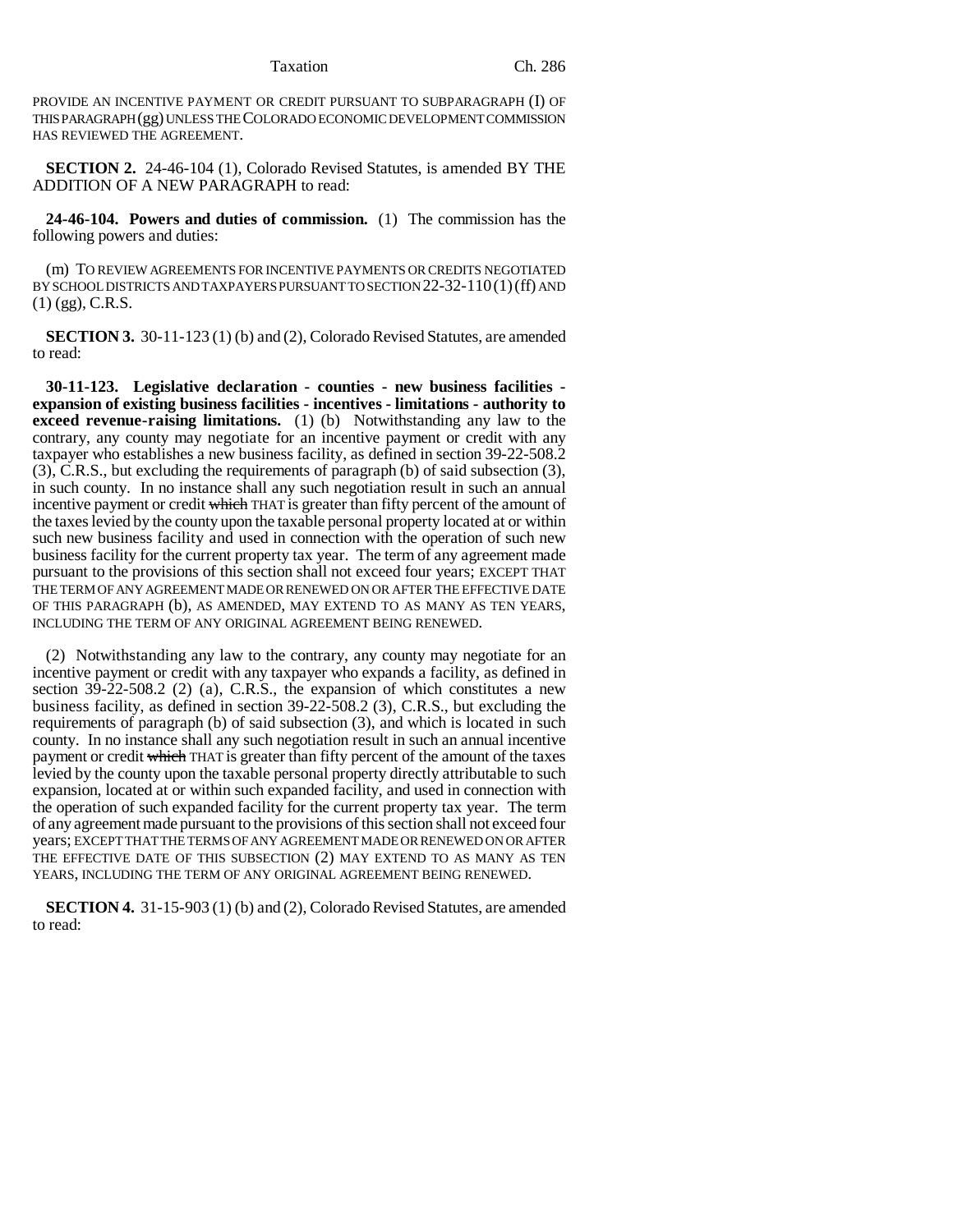PROVIDE AN INCENTIVE PAYMENT OR CREDIT PURSUANT TO SUBPARAGRAPH (I) OF THIS PARAGRAPH (gg) UNLESS THE COLORADO ECONOMIC DEVELOPMENT COMMISSION HAS REVIEWED THE AGREEMENT.

**SECTION 2.** 24-46-104 (1), Colorado Revised Statutes, is amended BY THE ADDITION OF A NEW PARAGRAPH to read:

**24-46-104. Powers and duties of commission.** (1) The commission has the following powers and duties:

(m) TO REVIEW AGREEMENTS FOR INCENTIVE PAYMENTS OR CREDITS NEGOTIATED BY SCHOOL DISTRICTS AND TAXPAYERS PURSUANT TO SECTION 22-32-110 (1) (ff) AND (1) (gg), C.R.S.

**SECTION 3.** 30-11-123 (1) (b) and (2), Colorado Revised Statutes, are amended to read:

**30-11-123. Legislative declaration - counties - new business facilities - expansion of existing business facilities - incentives - limitations - authority to exceed revenue-raising limitations.** (1) (b) Notwithstanding any law to the contrary, any county may negotiate for an incentive payment or credit with any taxpayer who establishes a new business facility, as defined in section 39-22-508.2 (3), C.R.S., but excluding the requirements of paragraph (b) of said subsection (3), in such county. In no instance shall any such negotiation result in such an annual incentive payment or credit ~~which~~ THAT is greater than fifty percent of the amount of the taxes levied by the county upon the taxable personal property located at or within such new business facility and used in connection with the operation of such new business facility for the current property tax year. The term of any agreement made pursuant to the provisions of this section shall not exceed four years; EXCEPT THAT THE TERM OF ANY AGREEMENT MADE OR RENEWED ON OR AFTER THE EFFECTIVE DATE OF THIS PARAGRAPH (b), AS AMENDED, MAY EXTEND TO AS MANY AS TEN YEARS, INCLUDING THE TERM OF ANY ORIGINAL AGREEMENT BEING RENEWED.

(2) Notwithstanding any law to the contrary, any county may negotiate for an incentive payment or credit with any taxpayer who expands a facility, as defined in section 39-22-508.2 (2) (a), C.R.S., the expansion of which constitutes a new business facility, as defined in section 39-22-508.2 (3), C.R.S., but excluding the requirements of paragraph (b) of said subsection (3), and which is located in such county. In no instance shall any such negotiation result in such an annual incentive payment or credit ~~which~~ THAT is greater than fifty percent of the amount of the taxes levied by the county upon the taxable personal property directly attributable to such expansion, located at or within such expanded facility, and used in connection with the operation of such expanded facility for the current property tax year. The term of any agreement made pursuant to the provisions of this section shall not exceed four years; EXCEPT THAT THE TERMS OF ANY AGREEMENT MADE OR RENEWED ON OR AFTER THE EFFECTIVE DATE OF THIS SUBSECTION (2) MAY EXTEND TO AS MANY AS TEN YEARS, INCLUDING THE TERM OF ANY ORIGINAL AGREEMENT BEING RENEWED.

**SECTION 4.** 31-15-903 (1) (b) and (2), Colorado Revised Statutes, are amended to read: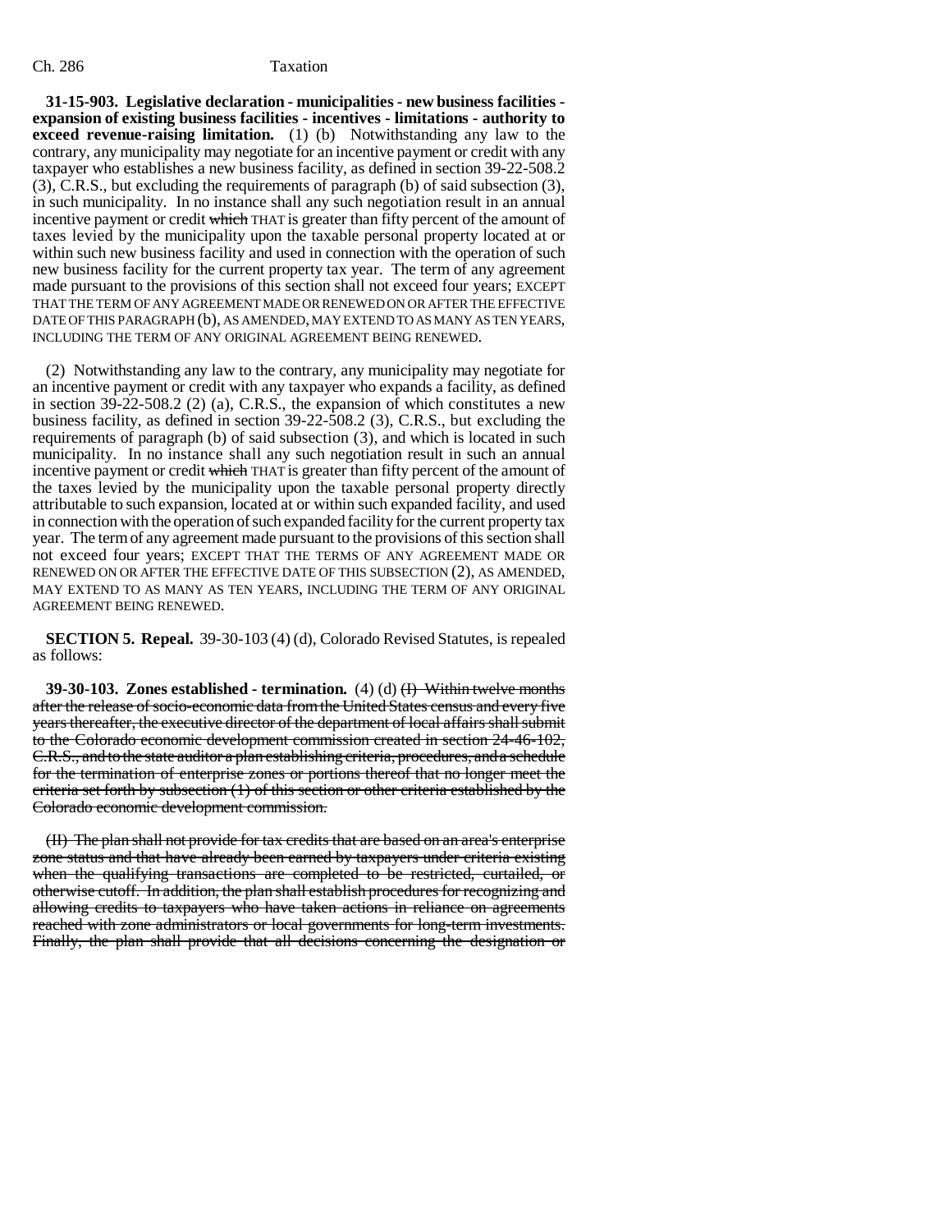**31-15-903. Legislative declaration - municipalities - new business facilities - expansion of existing business facilities - incentives - limitations - authority to exceed revenue-raising limitation.** (1) (b) Notwithstanding any law to the contrary, any municipality may negotiate for an incentive payment or credit with any taxpayer who establishes a new business facility, as defined in section 39-22-508.2 (3), C.R.S., but excluding the requirements of paragraph (b) of said subsection (3), in such municipality. In no instance shall any such negotiation result in an annual incentive payment or credit ~~which~~ THAT is greater than fifty percent of the amount of taxes levied by the municipality upon the taxable personal property located at or within such new business facility and used in connection with the operation of such new business facility for the current property tax year. The term of any agreement made pursuant to the provisions of this section shall not exceed four years; EXCEPT THAT THE TERM OF ANY AGREEMENT MADE OR RENEWED ON OR AFTER THE EFFECTIVE DATE OF THIS PARAGRAPH (b), AS AMENDED, MAY EXTEND TO AS MANY AS TEN YEARS, INCLUDING THE TERM OF ANY ORIGINAL AGREEMENT BEING RENEWED.

(2) Notwithstanding any law to the contrary, any municipality may negotiate for an incentive payment or credit with any taxpayer who expands a facility, as defined in section 39-22-508.2 (2) (a), C.R.S., the expansion of which constitutes a new business facility, as defined in section 39-22-508.2 (3), C.R.S., but excluding the requirements of paragraph (b) of said subsection (3), and which is located in such municipality. In no instance shall any such negotiation result in such an annual incentive payment or credit ~~which~~ THAT is greater than fifty percent of the amount of the taxes levied by the municipality upon the taxable personal property directly attributable to such expansion, located at or within such expanded facility, and used in connection with the operation of such expanded facility for the current property tax year. The term of any agreement made pursuant to the provisions of this section shall not exceed four years; EXCEPT THAT THE TERMS OF ANY AGREEMENT MADE OR RENEWED ON OR AFTER THE EFFECTIVE DATE OF THIS SUBSECTION (2), AS AMENDED, MAY EXTEND TO AS MANY AS TEN YEARS, INCLUDING THE TERM OF ANY ORIGINAL AGREEMENT BEING RENEWED.

**SECTION 5. Repeal.** 39-30-103 (4) (d), Colorado Revised Statutes, is repealed as follows:

**39-30-103. Zones established - termination.** (4) (d) ~~(I) Within twelve months after the release of socio-economic data from the United States census and every five years thereafter, the executive director of the department of local affairs shall submit to the Colorado economic development commission created in section 24-46-102, C.R.S., and to the state auditor a plan establishing criteria, procedures, and a schedule for the termination of enterprise zones or portions thereof that no longer meet the criteria set forth by subsection (1) of this section or other criteria established by the Colorado economic development commission.~~

~~(II) The plan shall not provide for tax credits that are based on an area's enterprise zone status and that have already been earned by taxpayers under criteria existing when the qualifying transactions are completed to be restricted, curtailed, or otherwise cutoff. In addition, the plan shall establish procedures for recognizing and allowing credits to taxpayers who have taken actions in reliance on agreements reached with zone administrators or local governments for long-term investments. Finally, the plan shall provide that all decisions concerning the designation or~~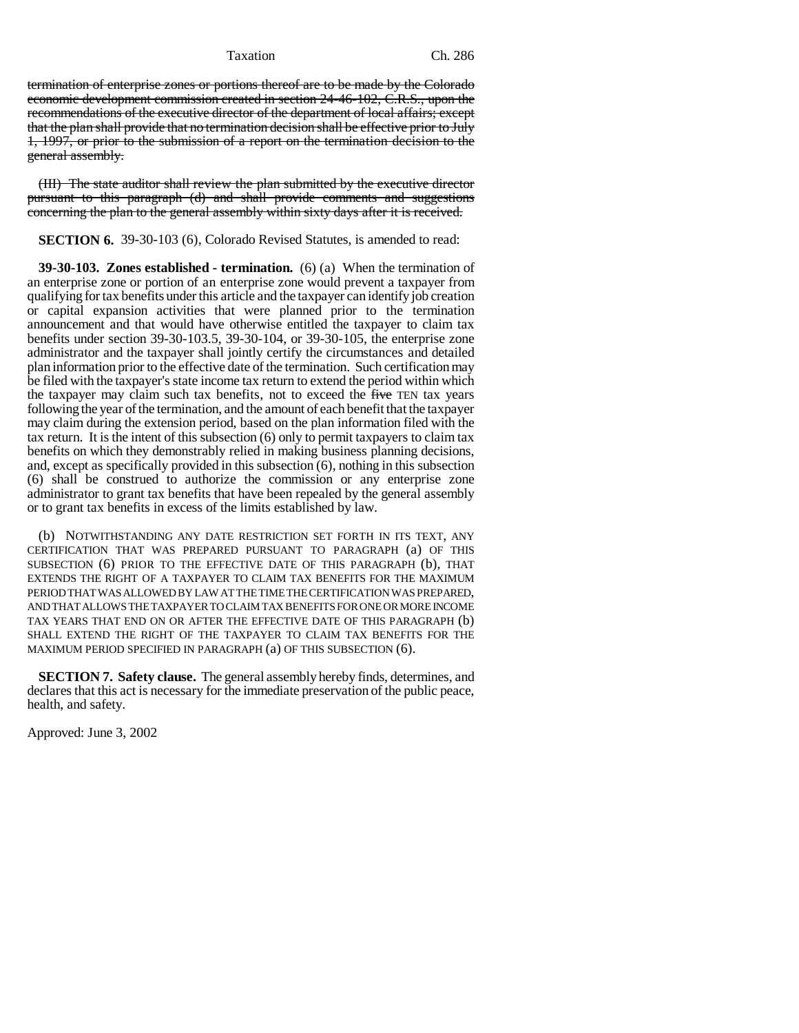~~termination of enterprise zones or portions thereof are to be made by the Colorado economic development commission created in section 24-46-102, C.R.S., upon the recommendations of the executive director of the department of local affairs; except that the plan shall provide that no termination decision shall be effective prior to July 1, 1997, or prior to the submission of a report on the termination decision to the general assembly.~~

~~(III) The state auditor shall review the plan submitted by the executive director pursuant to this paragraph (d) and shall provide comments and suggestions concerning the plan to the general assembly within sixty days after it is received.~~

**SECTION 6.** 39-30-103 (6), Colorado Revised Statutes, is amended to read:

**39-30-103. Zones established - termination.** (6) (a) When the termination of an enterprise zone or portion of an enterprise zone would prevent a taxpayer from qualifying for tax benefits under this article and the taxpayer can identify job creation or capital expansion activities that were planned prior to the termination announcement and that would have otherwise entitled the taxpayer to claim tax benefits under section 39-30-103.5, 39-30-104, or 39-30-105, the enterprise zone administrator and the taxpayer shall jointly certify the circumstances and detailed plan information prior to the effective date of the termination. Such certification may be filed with the taxpayer's state income tax return to extend the period within which the taxpayer may claim such tax benefits, not to exceed the ~~five~~ TEN tax years following the year of the termination, and the amount of each benefit that the taxpayer may claim during the extension period, based on the plan information filed with the tax return. It is the intent of this subsection (6) only to permit taxpayers to claim tax benefits on which they demonstrably relied in making business planning decisions, and, except as specifically provided in this subsection (6), nothing in this subsection (6) shall be construed to authorize the commission or any enterprise zone administrator to grant tax benefits that have been repealed by the general assembly or to grant tax benefits in excess of the limits established by law.

(b) NOTWITHSTANDING ANY DATE RESTRICTION SET FORTH IN ITS TEXT, ANY CERTIFICATION THAT WAS PREPARED PURSUANT TO PARAGRAPH (a) OF THIS SUBSECTION (6) PRIOR TO THE EFFECTIVE DATE OF THIS PARAGRAPH (b), THAT EXTENDS THE RIGHT OF A TAXPAYER TO CLAIM TAX BENEFITS FOR THE MAXIMUM PERIOD THAT WAS ALLOWED BY LAW AT THE TIME THE CERTIFICATION WAS PREPARED, AND THAT ALLOWS THE TAXPAYER TO CLAIM TAX BENEFITS FOR ONE OR MORE INCOME TAX YEARS THAT END ON OR AFTER THE EFFECTIVE DATE OF THIS PARAGRAPH (b) SHALL EXTEND THE RIGHT OF THE TAXPAYER TO CLAIM TAX BENEFITS FOR THE MAXIMUM PERIOD SPECIFIED IN PARAGRAPH (a) OF THIS SUBSECTION (6).

**SECTION 7. Safety clause.** The general assembly hereby finds, determines, and declares that this act is necessary for the immediate preservation of the public peace, health, and safety.

Approved: June 3, 2002